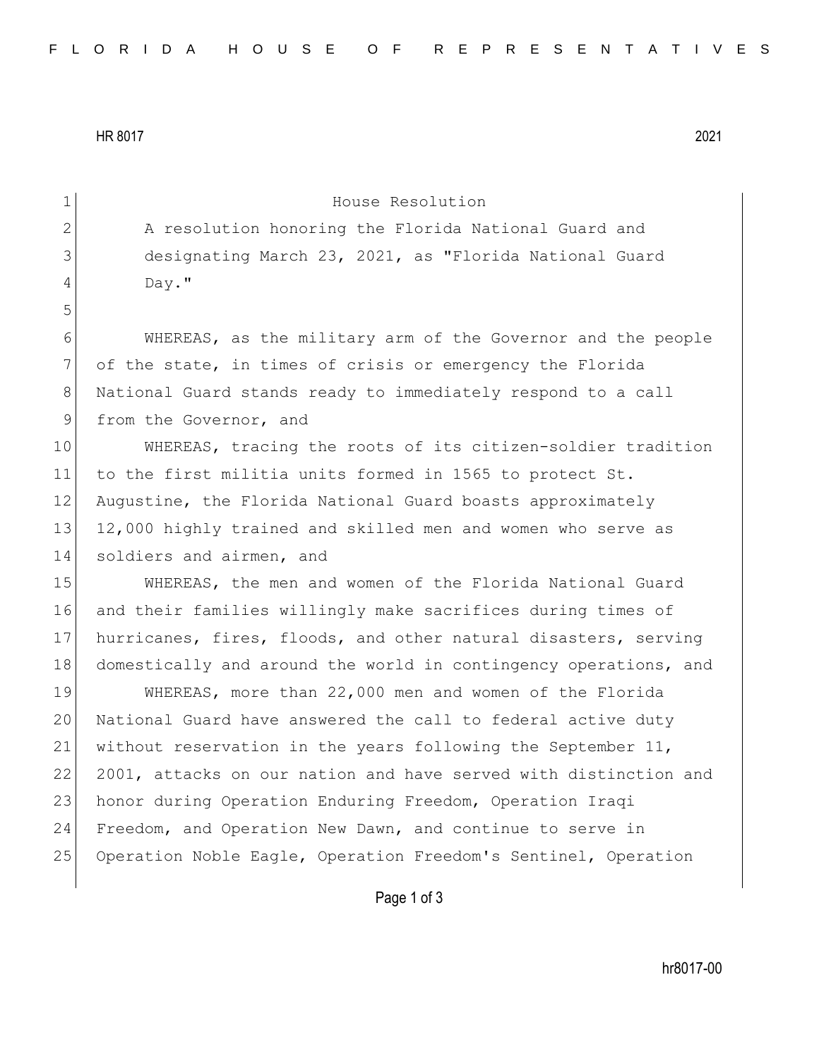HR 8017 2021

# House Resolution

A resolution honoring the Florida National Guard and designating March 23, 2021, as "Florida National Guard Day."

WHEREAS, as the military arm of the Governor and the people of the state, in times of crisis or emergency the Florida National Guard stands ready to immediately respond to a call from the Governor, and

WHEREAS, tracing the roots of its citizen-soldier tradition to the first militia units formed in 1565 to protect St. Augustine, the Florida National Guard boasts approximately 12,000 highly trained and skilled men and women who serve as soldiers and airmen, and

WHEREAS, the men and women of the Florida National Guard and their families willingly make sacrifices during times of hurricanes, fires, floods, and other natural disasters, serving domestically and around the world in contingency operations, and

WHEREAS, more than 22,000 men and women of the Florida National Guard have answered the call to federal active duty without reservation in the years following the September 11, 2001, attacks on our nation and have served with distinction and honor during Operation Enduring Freedom, Operation Iraqi Freedom, and Operation New Dawn, and continue to serve in Operation Noble Eagle, Operation Freedom's Sentinel, Operation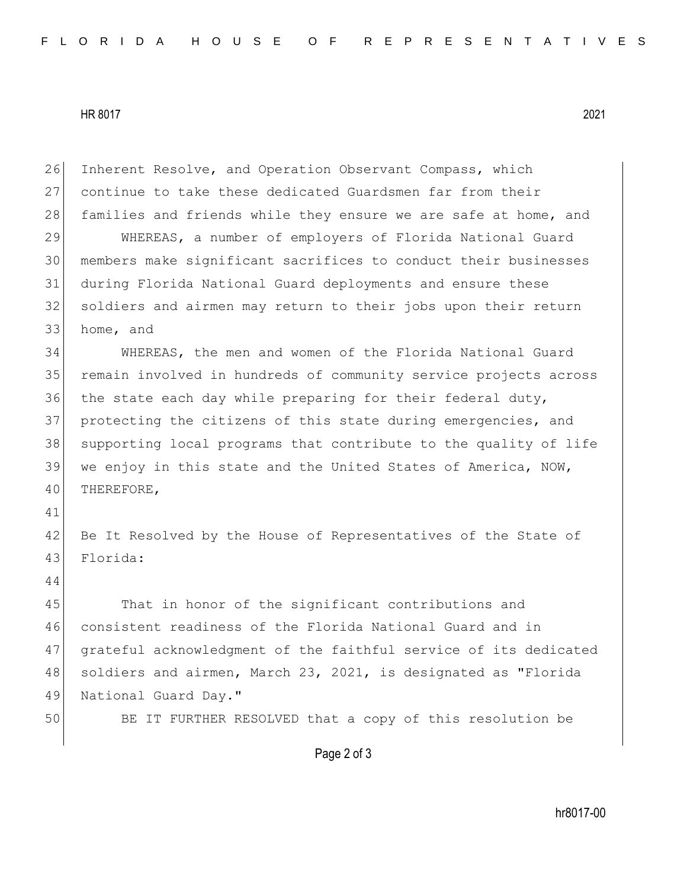Inherent Resolve, and Operation Observant Compass, which continue to take these dedicated Guardsmen far from their families and friends while they ensure we are safe at home, and

WHEREAS, a number of employers of Florida National Guard members make significant sacrifices to conduct their businesses during Florida National Guard deployments and ensure these soldiers and airmen may return to their jobs upon their return home, and

WHEREAS, the men and women of the Florida National Guard remain involved in hundreds of community service projects across the state each day while preparing for their federal duty, protecting the citizens of this state during emergencies, and supporting local programs that contribute to the quality of life we enjoy in this state and the United States of America, NOW, THEREFORE,

Be It Resolved by the House of Representatives of the State of Florida:

That in honor of the significant contributions and consistent readiness of the Florida National Guard and in grateful acknowledgment of the faithful service of its dedicated soldiers and airmen, March 23, 2021, is designated as "Florida National Guard Day."

BE IT FURTHER RESOLVED that a copy of this resolution be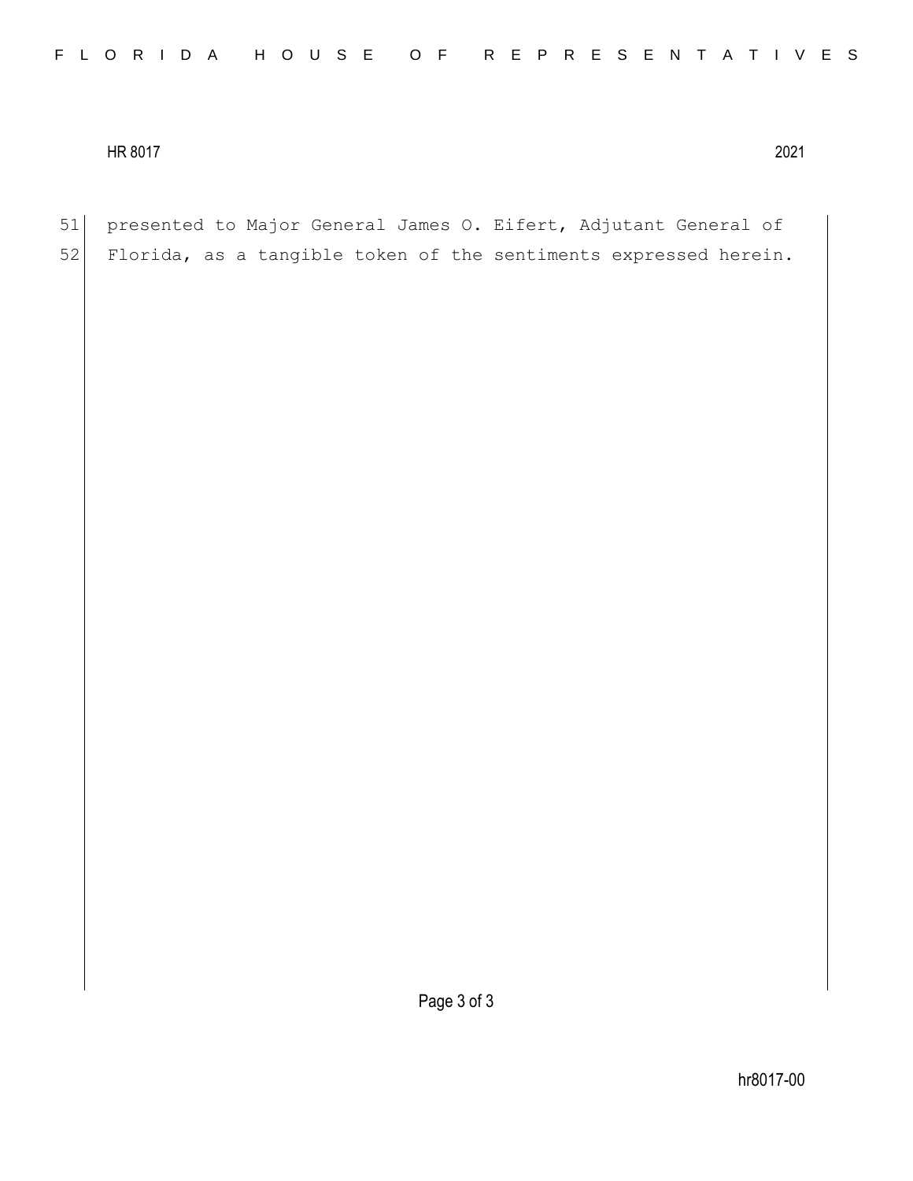presented to Major General James O. Eifert, Adjutant General of Florida, as a tangible token of the sentiments expressed herein.